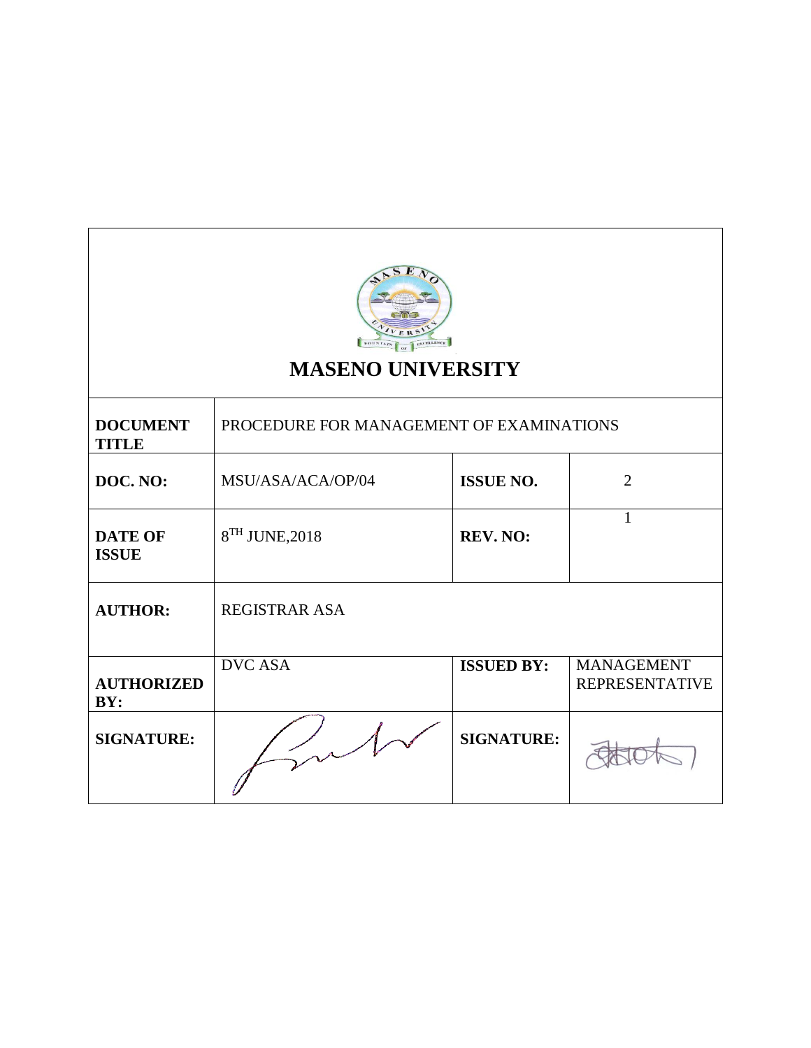# MASENO UNIVERSITY

| **DOCUMENT TITLE** | PROCEDURE FOR MANAGEMENT OF EXAMINATIONS | | |
|---|---|---|---|
| **DOC. NO:** | MSU/ASA/ACA/OP/04 | **ISSUE NO.** | 2 |
| **DATE OF ISSUE** | 8TH JUNE,2018 | **REV. NO:** | 1 |
| **AUTHOR:** | REGISTRAR ASA | | |
| **AUTHORIZED BY:** | DVC ASA | **ISSUED BY:** | MANAGEMENT REPRESENTATIVE |
| **SIGNATURE:** | | **SIGNATURE:** | |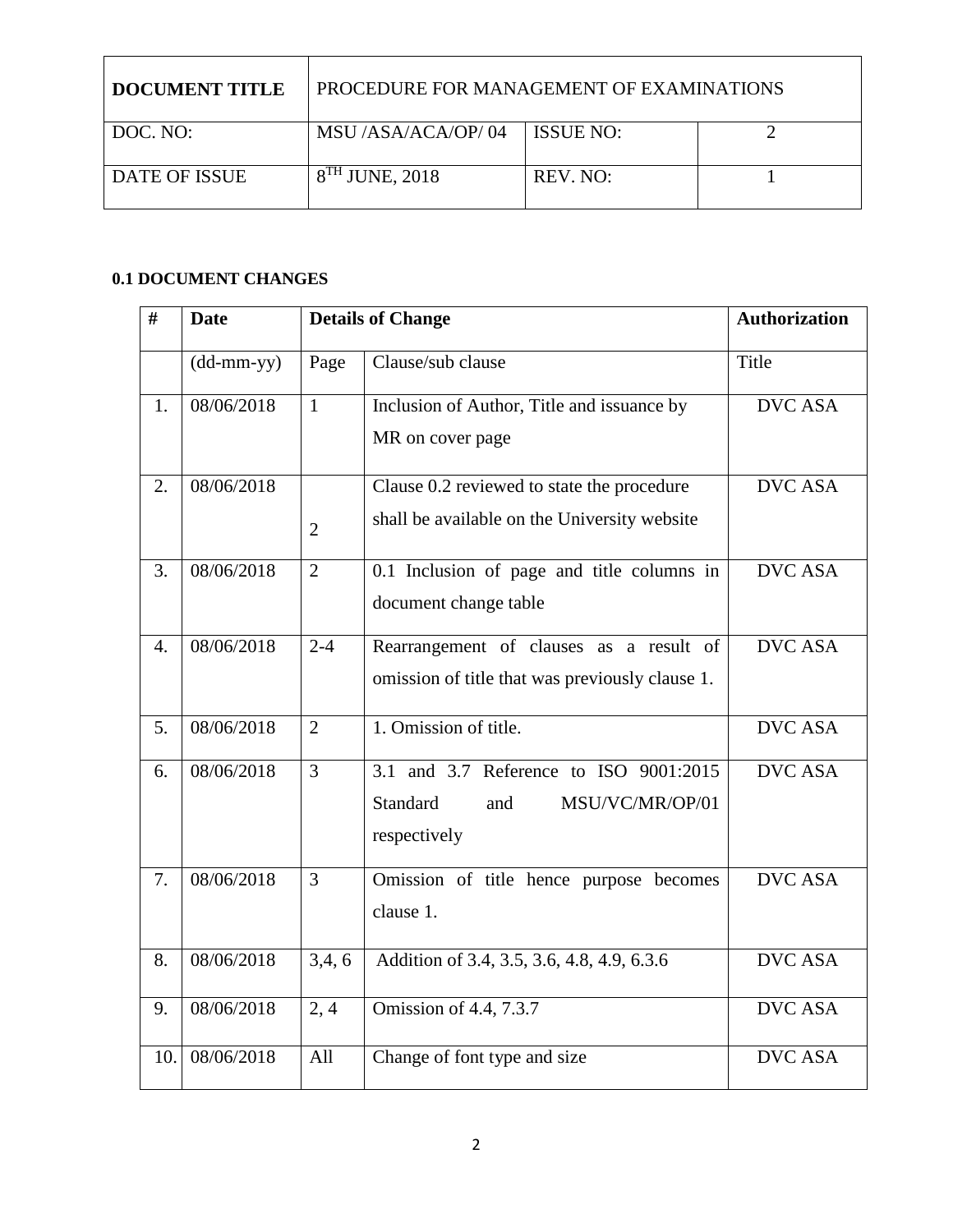| **DOCUMENT TITLE** | PROCEDURE FOR MANAGEMENT OF EXAMINATIONS | | |
|---|---|---|---|
| DOC. NO: | MSU /ASA/ACA/OP/ 04 | ISSUE NO: | 2 |
| DATE OF ISSUE | 8TH JUNE, 2018 | REV. NO: | 1 |

**0.1 DOCUMENT CHANGES**

| # | Date | Details of Change | | Authorization |
|---|---|---|---|---|
| | (dd-mm-yy) | Page | Clause/sub clause | Title |
| 1. | 08/06/2018 | 1 | Inclusion of Author, Title and issuance by MR on cover page | DVC ASA |
| 2. | 08/06/2018 | 2 | Clause 0.2 reviewed to state the procedure shall be available on the University website | DVC ASA |
| 3. | 08/06/2018 | 2 | 0.1 Inclusion of page and title columns in document change table | DVC ASA |
| 4. | 08/06/2018 | 2-4 | Rearrangement of clauses as a result of omission of title that was previously clause 1. | DVC ASA |
| 5. | 08/06/2018 | 2 | 1. Omission of title. | DVC ASA |
| 6. | 08/06/2018 | 3 | 3.1 and 3.7 Reference to ISO 9001:2015 Standard and MSU/VC/MR/OP/01 respectively | DVC ASA |
| 7. | 08/06/2018 | 3 | Omission of title hence purpose becomes clause 1. | DVC ASA |
| 8. | 08/06/2018 | 3,4, 6 | Addition of 3.4, 3.5, 3.6, 4.8, 4.9, 6.3.6 | DVC ASA |
| 9. | 08/06/2018 | 2, 4 | Omission of 4.4, 7.3.7 | DVC ASA |
| 10. | 08/06/2018 | All | Change of font type and size | DVC ASA |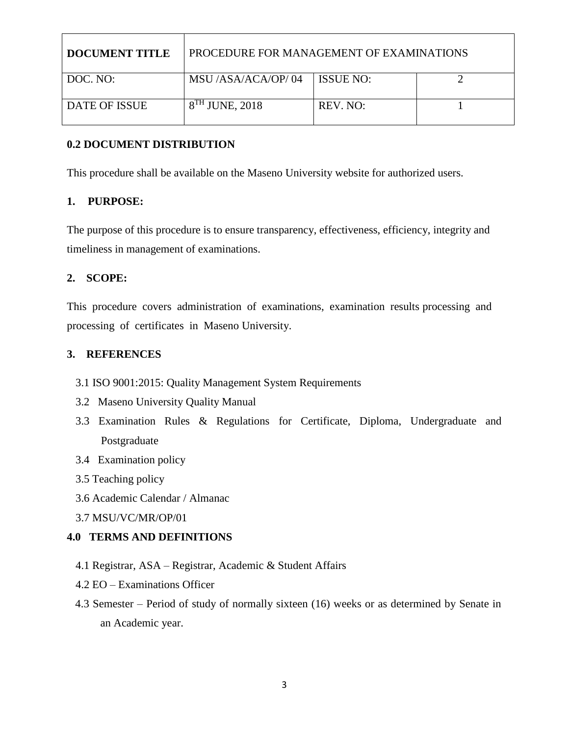| DOCUMENT TITLE | PROCEDURE FOR MANAGEMENT OF EXAMINATIONS | | |
|---|---|---|---|
| DOC. NO: | MSU /ASA/ACA/OP/ 04 | ISSUE NO: | 2 |
| DATE OF ISSUE | 8TH JUNE, 2018 | REV. NO: | 1 |

### 0.2 DOCUMENT DISTRIBUTION

This procedure shall be available on the Maseno University website for authorized users.

### 1. PURPOSE:

The purpose of this procedure is to ensure transparency, effectiveness, efficiency, integrity and timeliness in management of examinations.

### 2. SCOPE:

This procedure covers administration of examinations, examination results processing and processing of certificates in Maseno University.

### 3. REFERENCES

3.1 ISO 9001:2015: Quality Management System Requirements

3.2 Maseno University Quality Manual

3.3 Examination Rules & Regulations for Certificate, Diploma, Undergraduate and Postgraduate

3.4 Examination policy

3.5 Teaching policy

3.6 Academic Calendar / Almanac

3.7 MSU/VC/MR/OP/01

### 4.0 TERMS AND DEFINITIONS

4.1 Registrar, ASA – Registrar, Academic & Student Affairs

4.2 EO – Examinations Officer

4.3 Semester – Period of study of normally sixteen (16) weeks or as determined by Senate in an Academic year.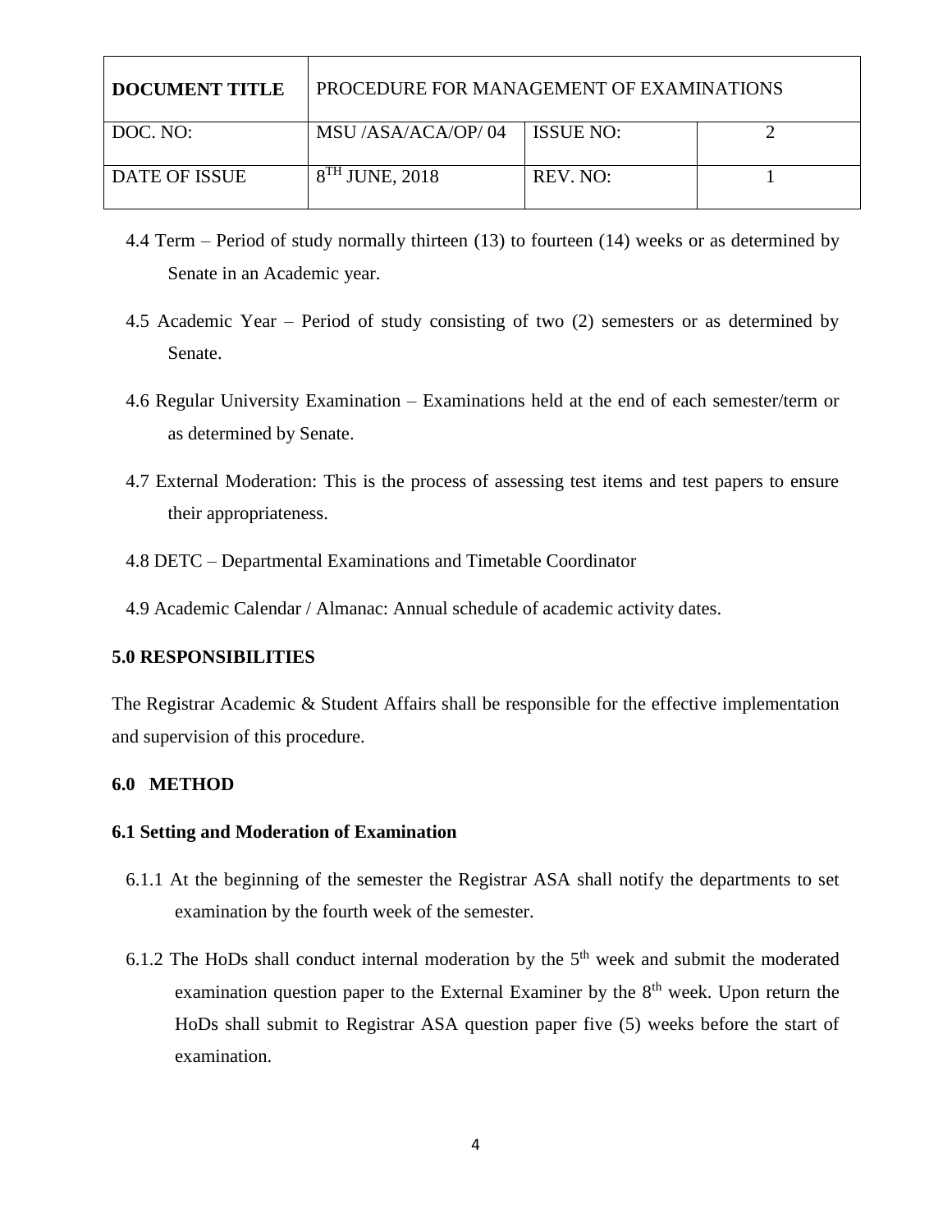4.4 Term – Period of study normally thirteen (13) to fourteen (14) weeks or as determined by Senate in an Academic year.

4.5 Academic Year – Period of study consisting of two (2) semesters or as determined by Senate.

4.6 Regular University Examination – Examinations held at the end of each semester/term or as determined by Senate.

4.7 External Moderation: This is the process of assessing test items and test papers to ensure their appropriateness.

4.8 DETC – Departmental Examinations and Timetable Coordinator

4.9 Academic Calendar / Almanac: Annual schedule of academic activity dates.

## 5.0 RESPONSIBILITIES

The Registrar Academic & Student Affairs shall be responsible for the effective implementation and supervision of this procedure.

## 6.0 METHOD

### 6.1 Setting and Moderation of Examination

6.1.1 At the beginning of the semester the Registrar ASA shall notify the departments to set examination by the fourth week of the semester.

6.1.2 The HoDs shall conduct internal moderation by the 5th week and submit the moderated examination question paper to the External Examiner by the 8th week. Upon return the HoDs shall submit to Registrar ASA question paper five (5) weeks before the start of examination.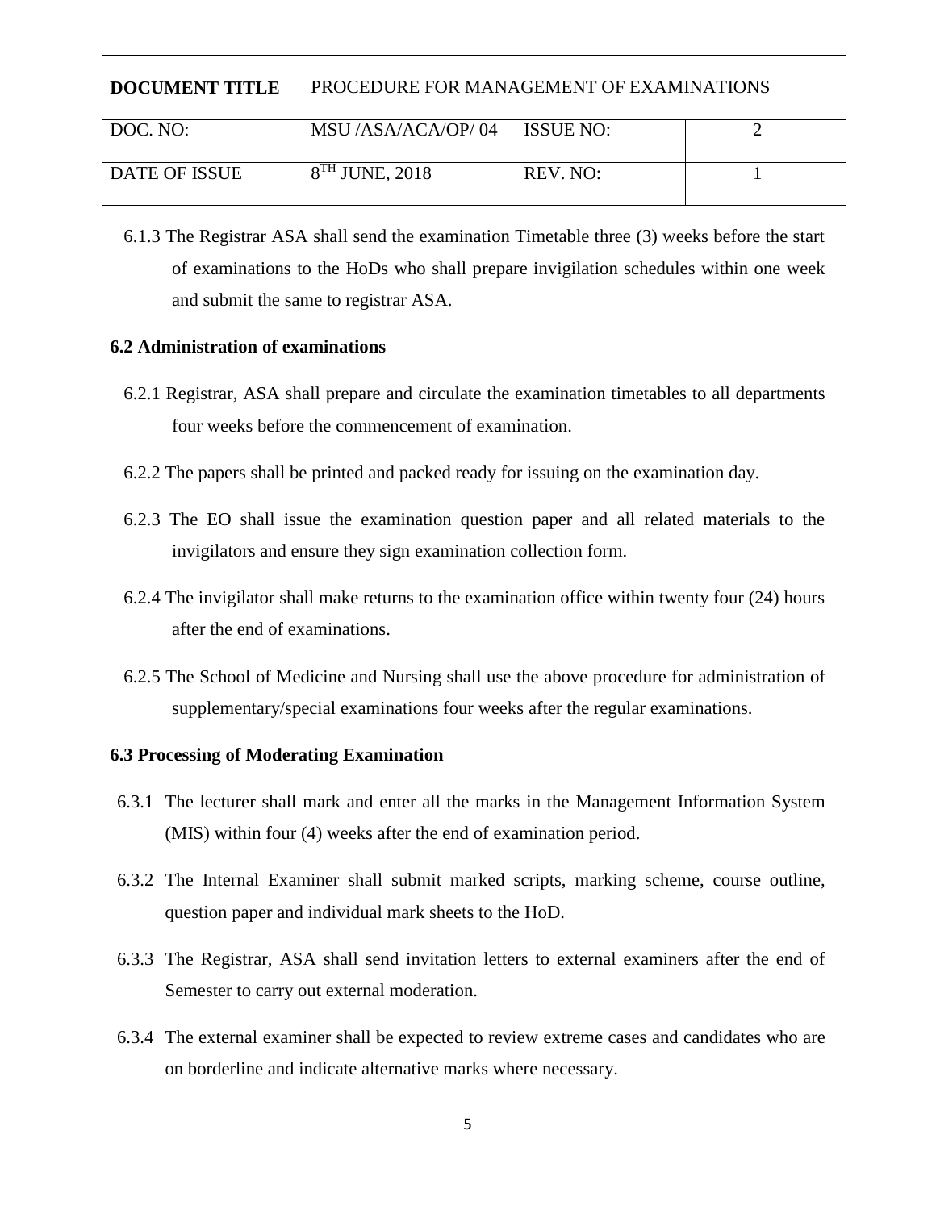| DOCUMENT TITLE | PROCEDURE FOR MANAGEMENT OF EXAMINATIONS | | |
| --- | --- | --- | --- |
| DOC. NO: | MSU /ASA/ACA/OP/ 04 | ISSUE NO: | 2 |
| DATE OF ISSUE | 8TH JUNE, 2018 | REV. NO: | 1 |

6.1.3 The Registrar ASA shall send the examination Timetable three (3) weeks before the start of examinations to the HoDs who shall prepare invigilation schedules within one week and submit the same to registrar ASA.

**6.2 Administration of examinations**

6.2.1 Registrar, ASA shall prepare and circulate the examination timetables to all departments four weeks before the commencement of examination.

6.2.2 The papers shall be printed and packed ready for issuing on the examination day.

6.2.3 The EO shall issue the examination question paper and all related materials to the invigilators and ensure they sign examination collection form.

6.2.4 The invigilator shall make returns to the examination office within twenty four (24) hours after the end of examinations.

6.2.5 The School of Medicine and Nursing shall use the above procedure for administration of supplementary/special examinations four weeks after the regular examinations.

**6.3 Processing of Moderating Examination**

6.3.1 The lecturer shall mark and enter all the marks in the Management Information System (MIS) within four (4) weeks after the end of examination period.

6.3.2 The Internal Examiner shall submit marked scripts, marking scheme, course outline, question paper and individual mark sheets to the HoD.

6.3.3 The Registrar, ASA shall send invitation letters to external examiners after the end of Semester to carry out external moderation.

6.3.4 The external examiner shall be expected to review extreme cases and candidates who are on borderline and indicate alternative marks where necessary.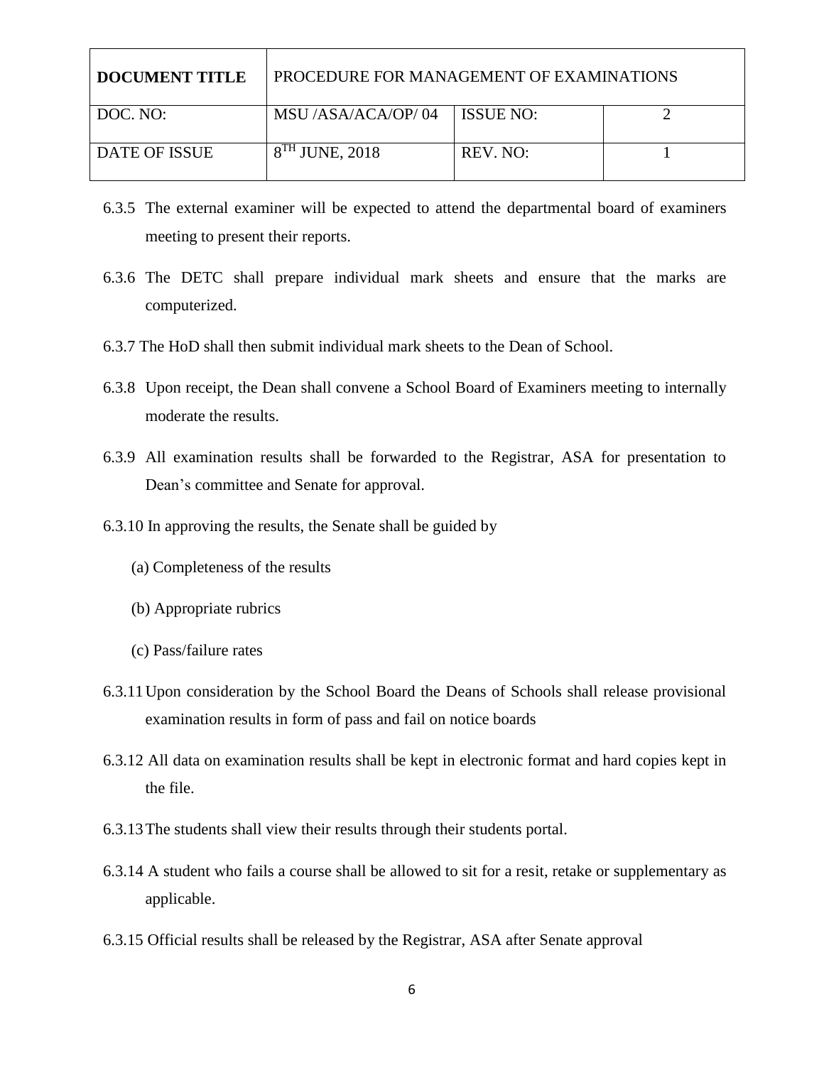| DOCUMENT TITLE | PROCEDURE FOR MANAGEMENT OF EXAMINATIONS | | |
| --- | --- | --- | --- |
| DOC. NO: | MSU /ASA/ACA/OP/ 04 | ISSUE NO: | 2 |
| DATE OF ISSUE | 8TH JUNE, 2018 | REV. NO: | 1 |

6.3.5 The external examiner will be expected to attend the departmental board of examiners meeting to present their reports.

6.3.6 The DETC shall prepare individual mark sheets and ensure that the marks are computerized.

6.3.7 The HoD shall then submit individual mark sheets to the Dean of School.

6.3.8 Upon receipt, the Dean shall convene a School Board of Examiners meeting to internally moderate the results.

6.3.9 All examination results shall be forwarded to the Registrar, ASA for presentation to Dean's committee and Senate for approval.

6.3.10 In approving the results, the Senate shall be guided by

(a) Completeness of the results

(b) Appropriate rubrics

(c) Pass/failure rates

6.3.11 Upon consideration by the School Board the Deans of Schools shall release provisional examination results in form of pass and fail on notice boards

6.3.12 All data on examination results shall be kept in electronic format and hard copies kept in the file.

6.3.13 The students shall view their results through their students portal.

6.3.14 A student who fails a course shall be allowed to sit for a resit, retake or supplementary as applicable.

6.3.15 Official results shall be released by the Registrar, ASA after Senate approval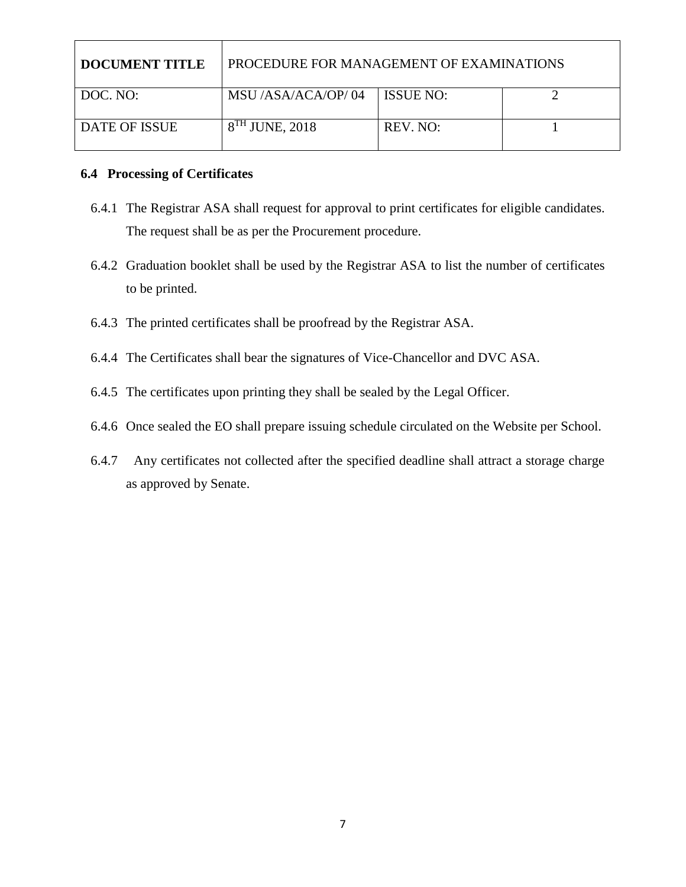| | | | |
|---|---|---|---|
| **DOCUMENT TITLE** | PROCEDURE FOR MANAGEMENT OF EXAMINATIONS | | |
| DOC. NO: | MSU /ASA/ACA/OP/ 04 | ISSUE NO: | 2 |
| DATE OF ISSUE | 8TH JUNE, 2018 | REV. NO: | 1 |

### 6.4 Processing of Certificates

6.4.1 The Registrar ASA shall request for approval to print certificates for eligible candidates. The request shall be as per the Procurement procedure.

6.4.2 Graduation booklet shall be used by the Registrar ASA to list the number of certificates to be printed.

6.4.3 The printed certificates shall be proofread by the Registrar ASA.

6.4.4 The Certificates shall bear the signatures of Vice-Chancellor and DVC ASA.

6.4.5 The certificates upon printing they shall be sealed by the Legal Officer.

6.4.6 Once sealed the EO shall prepare issuing schedule circulated on the Website per School.

6.4.7 Any certificates not collected after the specified deadline shall attract a storage charge as approved by Senate.